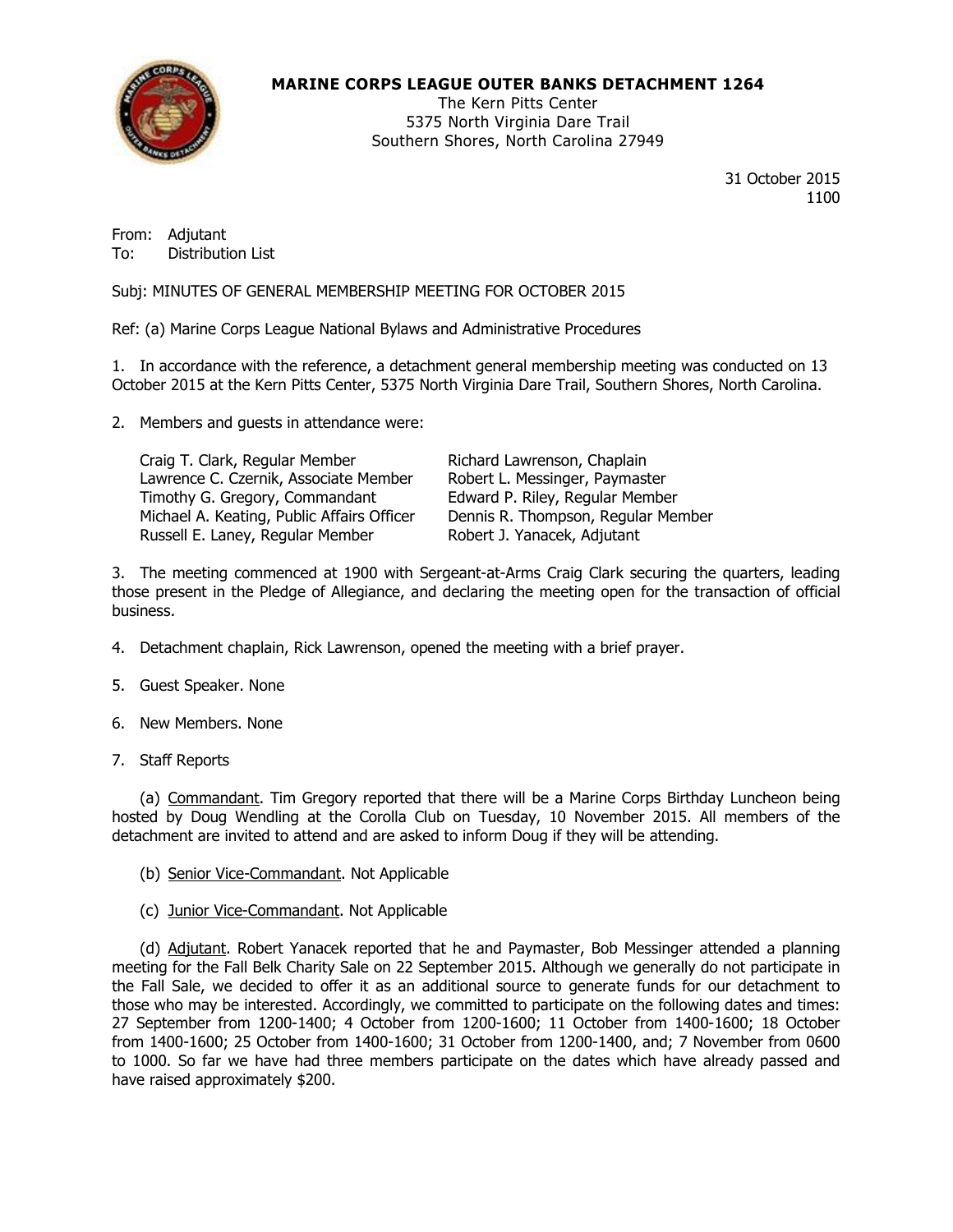**MARINE CORPS LEAGUE OUTER BANKS DETACHMENT 1264**
The Kern Pitts Center
5375 North Virginia Dare Trail
Southern Shores, North Carolina 27949

31 October 2015
1100

From: Adjutant
To: Distribution List

Subj: MINUTES OF GENERAL MEMBERSHIP MEETING FOR OCTOBER 2015

Ref: (a) Marine Corps League National Bylaws and Administrative Procedures

1. In accordance with the reference, a detachment general membership meeting was conducted on 13 October 2015 at the Kern Pitts Center, 5375 North Virginia Dare Trail, Southern Shores, North Carolina.

2. Members and guests in attendance were:

| | |
|---|---|
| Craig T. Clark, Regular Member | Richard Lawrenson, Chaplain |
| Lawrence C. Czernik, Associate Member | Robert L. Messinger, Paymaster |
| Timothy G. Gregory, Commandant | Edward P. Riley, Regular Member |
| Michael A. Keating, Public Affairs Officer | Dennis R. Thompson, Regular Member |
| Russell E. Laney, Regular Member | Robert J. Yanacek, Adjutant |

3. The meeting commenced at 1900 with Sergeant-at-Arms Craig Clark securing the quarters, leading those present in the Pledge of Allegiance, and declaring the meeting open for the transaction of official business.

4. Detachment chaplain, Rick Lawrenson, opened the meeting with a brief prayer.

5. Guest Speaker. None

6. New Members. None

7. Staff Reports

(a) Commandant. Tim Gregory reported that there will be a Marine Corps Birthday Luncheon being hosted by Doug Wendling at the Corolla Club on Tuesday, 10 November 2015. All members of the detachment are invited to attend and are asked to inform Doug if they will be attending.

(b) Senior Vice-Commandant. Not Applicable

(c) Junior Vice-Commandant. Not Applicable

(d) Adjutant. Robert Yanacek reported that he and Paymaster, Bob Messinger attended a planning meeting for the Fall Belk Charity Sale on 22 September 2015. Although we generally do not participate in the Fall Sale, we decided to offer it as an additional source to generate funds for our detachment to those who may be interested. Accordingly, we committed to participate on the following dates and times: 27 September from 1200-1400; 4 October from 1200-1600; 11 October from 1400-1600; 18 October from 1400-1600; 25 October from 1400-1600; 31 October from 1200-1400, and; 7 November from 0600 to 1000. So far we have had three members participate on the dates which have already passed and have raised approximately $200.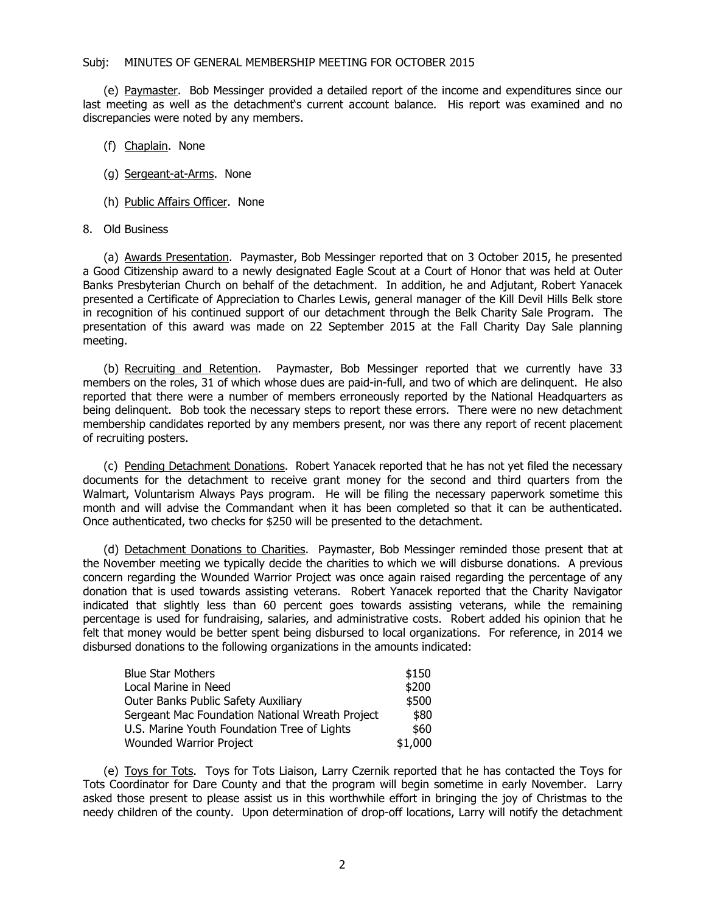Subj: MINUTES OF GENERAL MEMBERSHIP MEETING FOR OCTOBER 2015

(e) <u>Paymaster</u>. Bob Messinger provided a detailed report of the income and expenditures since our last meeting as well as the detachment's current account balance. His report was examined and no discrepancies were noted by any members.

(f) <u>Chaplain</u>. None

(g) <u>Sergeant-at-Arms</u>. None

(h) <u>Public Affairs Officer</u>. None

8. Old Business

(a) <u>Awards Presentation</u>. Paymaster, Bob Messinger reported that on 3 October 2015, he presented a Good Citizenship award to a newly designated Eagle Scout at a Court of Honor that was held at Outer Banks Presbyterian Church on behalf of the detachment. In addition, he and Adjutant, Robert Yanacek presented a Certificate of Appreciation to Charles Lewis, general manager of the Kill Devil Hills Belk store in recognition of his continued support of our detachment through the Belk Charity Sale Program. The presentation of this award was made on 22 September 2015 at the Fall Charity Day Sale planning meeting.

(b) <u>Recruiting and Retention</u>. Paymaster, Bob Messinger reported that we currently have 33 members on the roles, 31 of which whose dues are paid-in-full, and two of which are delinquent. He also reported that there were a number of members erroneously reported by the National Headquarters as being delinquent. Bob took the necessary steps to report these errors. There were no new detachment membership candidates reported by any members present, nor was there any report of recent placement of recruiting posters.

(c) <u>Pending Detachment Donations</u>. Robert Yanacek reported that he has not yet filed the necessary documents for the detachment to receive grant money for the second and third quarters from the Walmart, Voluntarism Always Pays program. He will be filing the necessary paperwork sometime this month and will advise the Commandant when it has been completed so that it can be authenticated. Once authenticated, two checks for $250 will be presented to the detachment.

(d) <u>Detachment Donations to Charities</u>. Paymaster, Bob Messinger reminded those present that at the November meeting we typically decide the charities to which we will disburse donations. A previous concern regarding the Wounded Warrior Project was once again raised regarding the percentage of any donation that is used towards assisting veterans. Robert Yanacek reported that the Charity Navigator indicated that slightly less than 60 percent goes towards assisting veterans, while the remaining percentage is used for fundraising, salaries, and administrative costs. Robert added his opinion that he felt that money would be better spent being disbursed to local organizations. For reference, in 2014 we disbursed donations to the following organizations in the amounts indicated:

| Organization | Amount |
|---|---|
| Blue Star Mothers | $150 |
| Local Marine in Need | $200 |
| Outer Banks Public Safety Auxiliary | $500 |
| Sergeant Mac Foundation National Wreath Project | $80 |
| U.S. Marine Youth Foundation Tree of Lights | $60 |
| Wounded Warrior Project | $1,000 |

(e) <u>Toys for Tots</u>. Toys for Tots Liaison, Larry Czernik reported that he has contacted the Toys for Tots Coordinator for Dare County and that the program will begin sometime in early November. Larry asked those present to please assist us in this worthwhile effort in bringing the joy of Christmas to the needy children of the county. Upon determination of drop-off locations, Larry will notify the detachment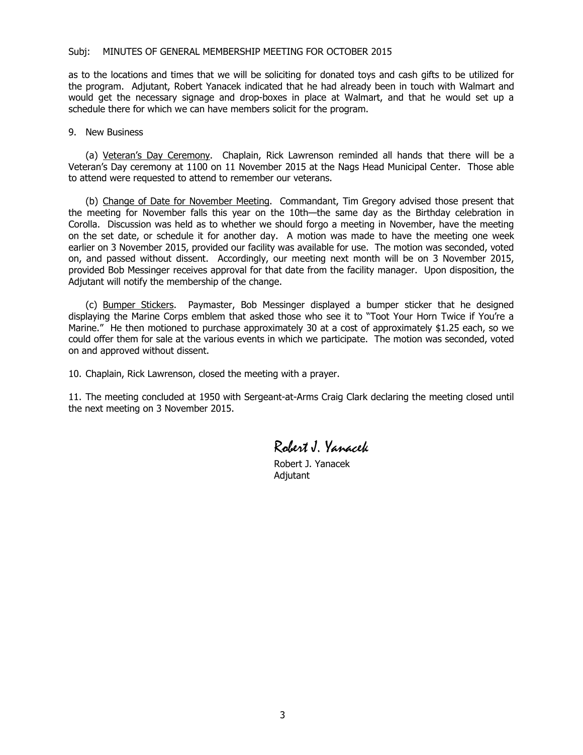as to the locations and times that we will be soliciting for donated toys and cash gifts to be utilized for the program. Adjutant, Robert Yanacek indicated that he had already been in touch with Walmart and would get the necessary signage and drop-boxes in place at Walmart, and that he would set up a schedule there for which we can have members solicit for the program.

9. New Business

(a) Veteran's Day Ceremony. Chaplain, Rick Lawrenson reminded all hands that there will be a Veteran's Day ceremony at 1100 on 11 November 2015 at the Nags Head Municipal Center. Those able to attend were requested to attend to remember our veterans.

(b) Change of Date for November Meeting. Commandant, Tim Gregory advised those present that the meeting for November falls this year on the 10th—the same day as the Birthday celebration in Corolla. Discussion was held as to whether we should forgo a meeting in November, have the meeting on the set date, or schedule it for another day. A motion was made to have the meeting one week earlier on 3 November 2015, provided our facility was available for use. The motion was seconded, voted on, and passed without dissent. Accordingly, our meeting next month will be on 3 November 2015, provided Bob Messinger receives approval for that date from the facility manager. Upon disposition, the Adjutant will notify the membership of the change.

(c) Bumper Stickers. Paymaster, Bob Messinger displayed a bumper sticker that he designed displaying the Marine Corps emblem that asked those who see it to "Toot Your Horn Twice if You're a Marine." He then motioned to purchase approximately 30 at a cost of approximately $1.25 each, so we could offer them for sale at the various events in which we participate. The motion was seconded, voted on and approved without dissent.

10. Chaplain, Rick Lawrenson, closed the meeting with a prayer.

11. The meeting concluded at 1950 with Sergeant-at-Arms Craig Clark declaring the meeting closed until the next meeting on 3 November 2015.

*Robert J. Yanacek*

Robert J. Yanacek
Adjutant